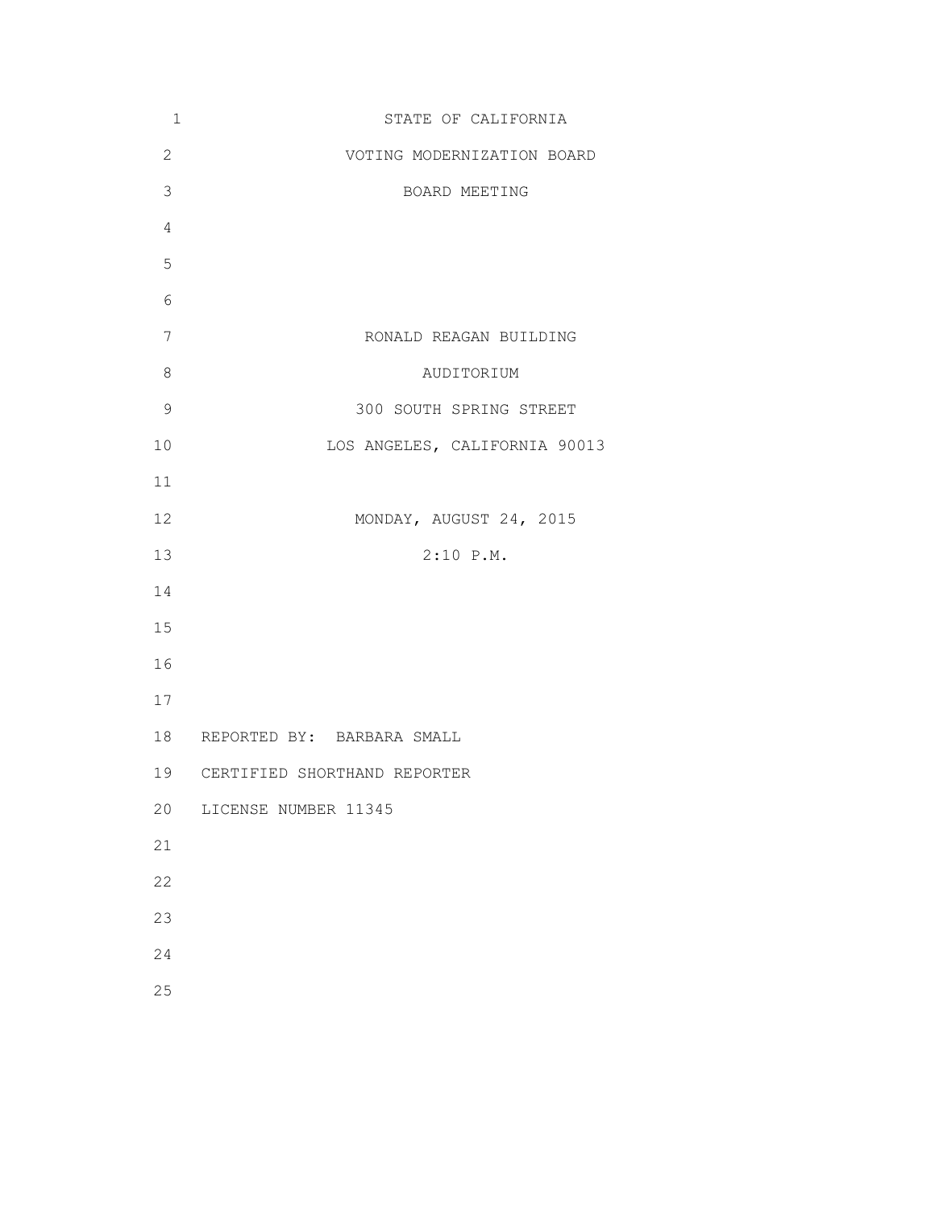# STATE OF CALIFORNIA

## VOTING MODERNIZATION BOARD

### BOARD MEETING

RONALD REAGAN BUILDING

AUDITORIUM

300 SOUTH SPRING STREET

LOS ANGELES, CALIFORNIA 90013

MONDAY, AUGUST 24, 2015

2:10 P.M.

REPORTED BY: BARBARA SMALL

CERTIFIED SHORTHAND REPORTER

LICENSE NUMBER 11345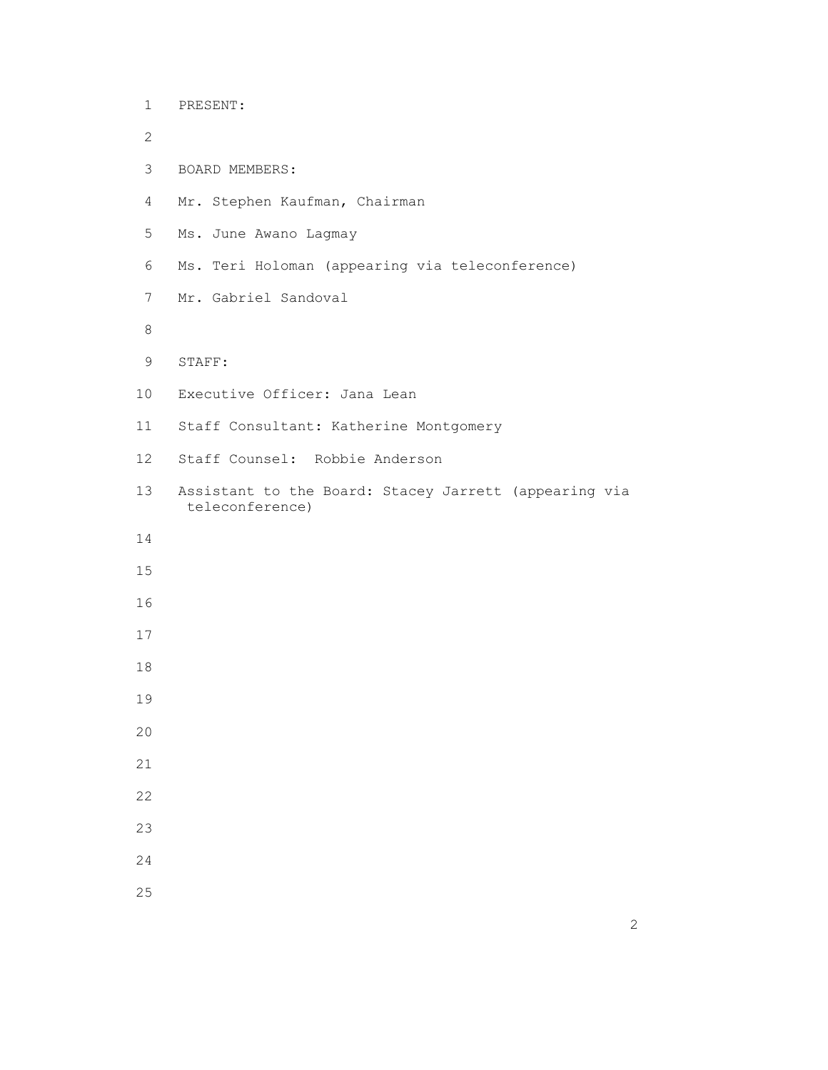PRESENT:

BOARD MEMBERS:

Mr. Stephen Kaufman, Chairman

Ms. June Awano Lagmay

Ms. Teri Holoman (appearing via teleconference)

Mr. Gabriel Sandoval

STAFF:

Executive Officer: Jana Lean

Staff Consultant: Katherine Montgomery

Staff Counsel: Robbie Anderson

Assistant to the Board: Stacey Jarrett (appearing via teleconference)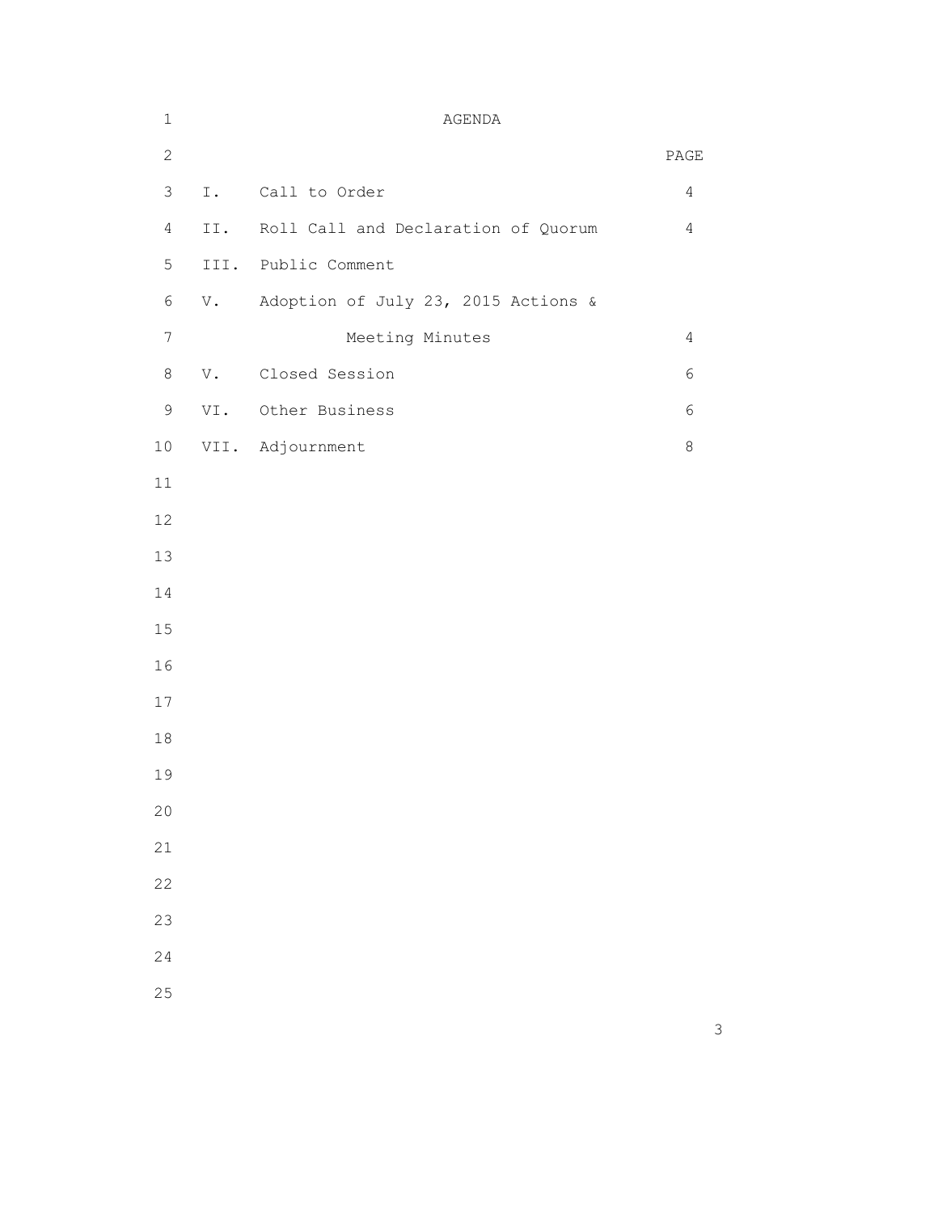# AGENDA

| | | PAGE |
|---|---|---|
| I. | Call to Order | 4 |
| II. | Roll Call and Declaration of Quorum | 4 |
| III. | Public Comment | |
| V. | Adoption of July 23, 2015 Actions & Meeting Minutes | 4 |
| V. | Closed Session | 6 |
| VI. | Other Business | 6 |
| VII. | Adjournment | 8 |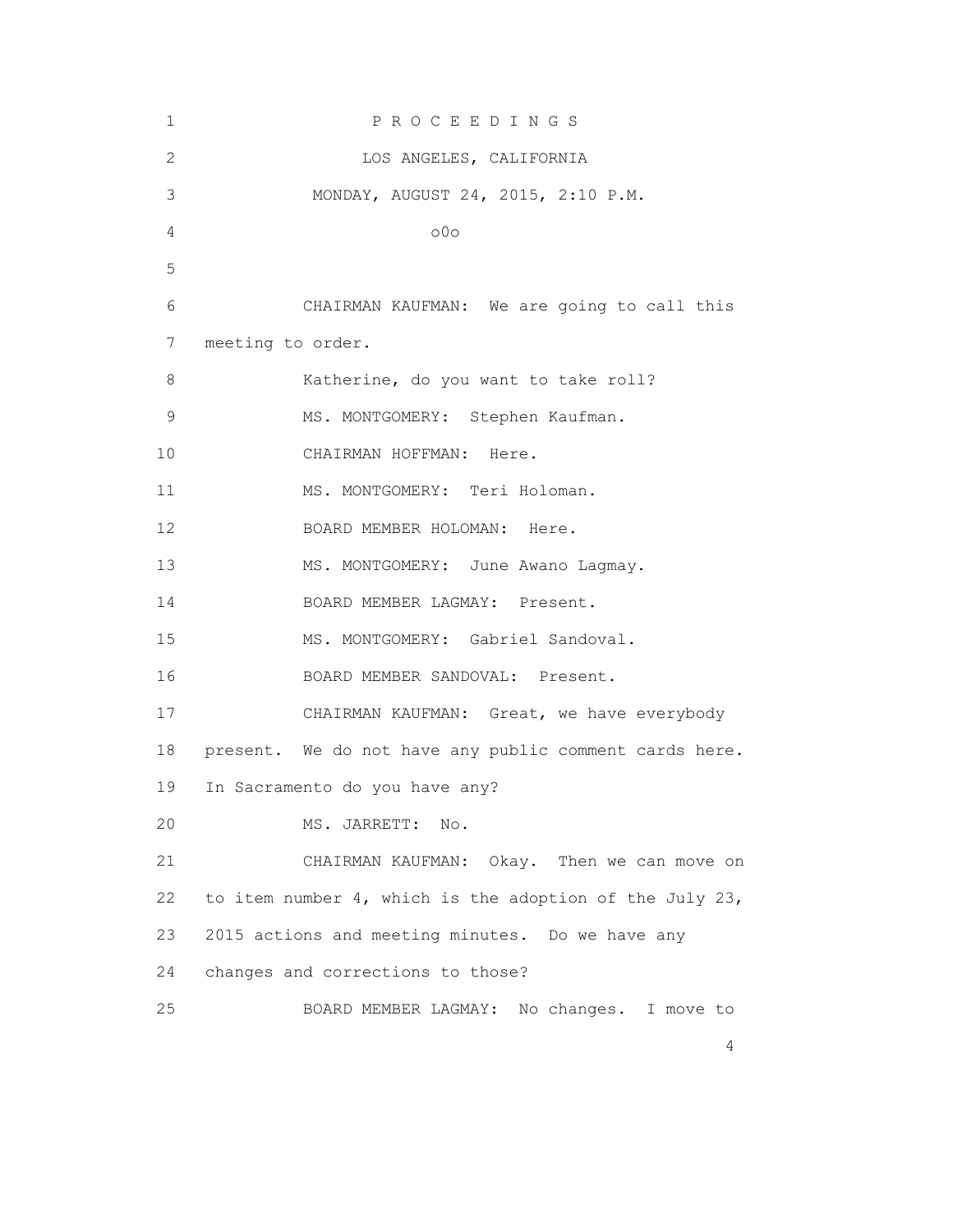P R O C E E D I N G S

LOS ANGELES, CALIFORNIA

MONDAY, AUGUST 24, 2015, 2:10 P.M.

o0o

CHAIRMAN KAUFMAN: We are going to call this meeting to order.

Katherine, do you want to take roll?

MS. MONTGOMERY: Stephen Kaufman.

CHAIRMAN HOFFMAN: Here.

MS. MONTGOMERY: Teri Holoman.

BOARD MEMBER HOLOMAN: Here.

MS. MONTGOMERY: June Awano Lagmay.

BOARD MEMBER LAGMAY: Present.

MS. MONTGOMERY: Gabriel Sandoval.

BOARD MEMBER SANDOVAL: Present.

CHAIRMAN KAUFMAN: Great, we have everybody present. We do not have any public comment cards here. In Sacramento do you have any?

MS. JARRETT: No.

CHAIRMAN KAUFMAN: Okay. Then we can move on to item number 4, which is the adoption of the July 23, 2015 actions and meeting minutes. Do we have any changes and corrections to those?

BOARD MEMBER LAGMAY: No changes. I move to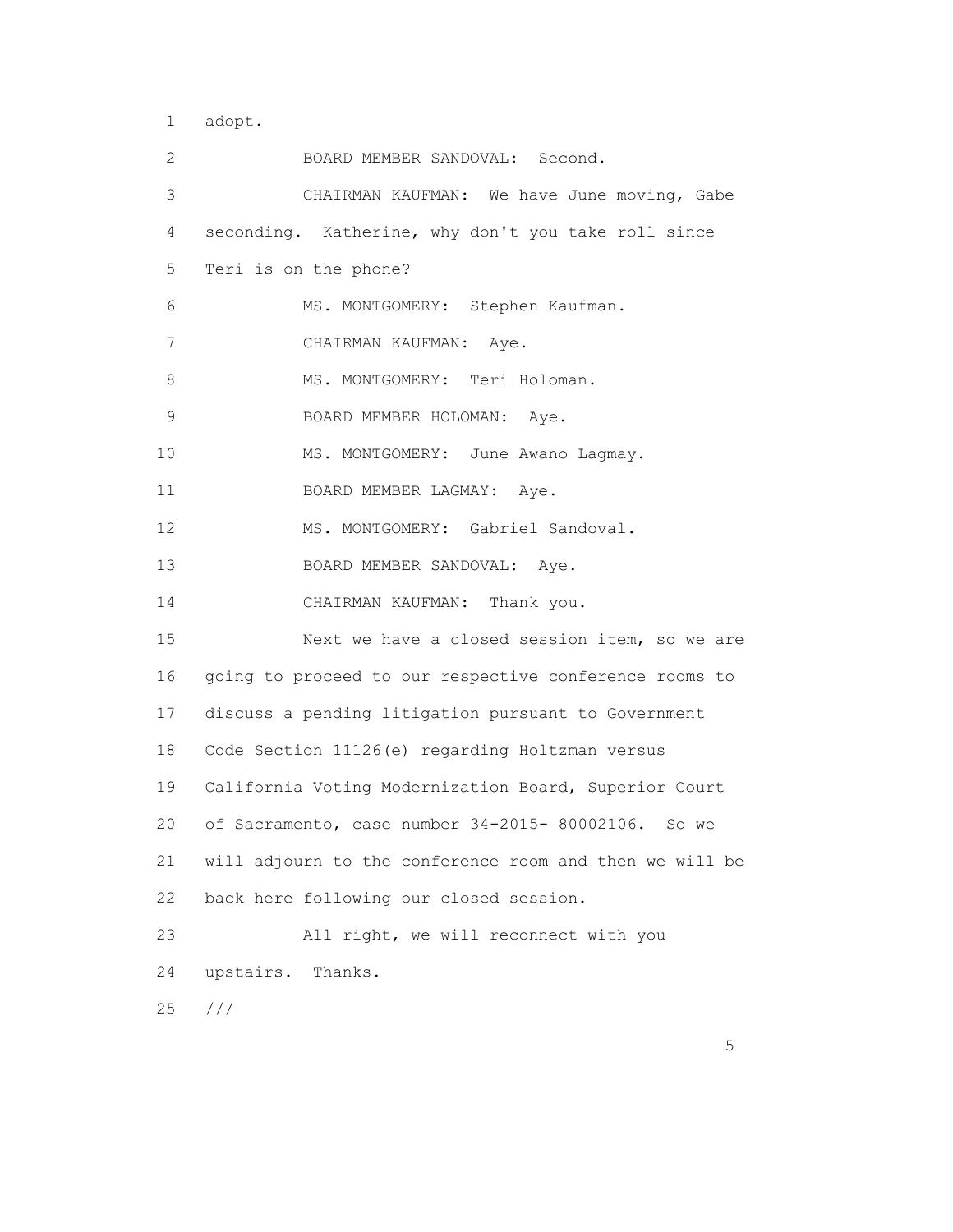1 adopt.

2 BOARD MEMBER SANDOVAL: Second.

3 CHAIRMAN KAUFMAN: We have June moving, Gabe

4 seconding. Katherine, why don't you take roll since

5 Teri is on the phone?

6 MS. MONTGOMERY: Stephen Kaufman.

7 CHAIRMAN KAUFMAN: Aye.

8 MS. MONTGOMERY: Teri Holoman.

9 BOARD MEMBER HOLOMAN: Aye.

10 MS. MONTGOMERY: June Awano Lagmay.

11 BOARD MEMBER LAGMAY: Aye.

12 MS. MONTGOMERY: Gabriel Sandoval.

13 BOARD MEMBER SANDOVAL: Aye.

14 CHAIRMAN KAUFMAN: Thank you.

15 Next we have a closed session item, so we are

16 going to proceed to our respective conference rooms to

17 discuss a pending litigation pursuant to Government

18 Code Section 11126(e) regarding Holtzman versus

19 California Voting Modernization Board, Superior Court

20 of Sacramento, case number 34-2015- 80002106. So we

21 will adjourn to the conference room and then we will be

22 back here following our closed session.

23 All right, we will reconnect with you

24 upstairs. Thanks.

25 ///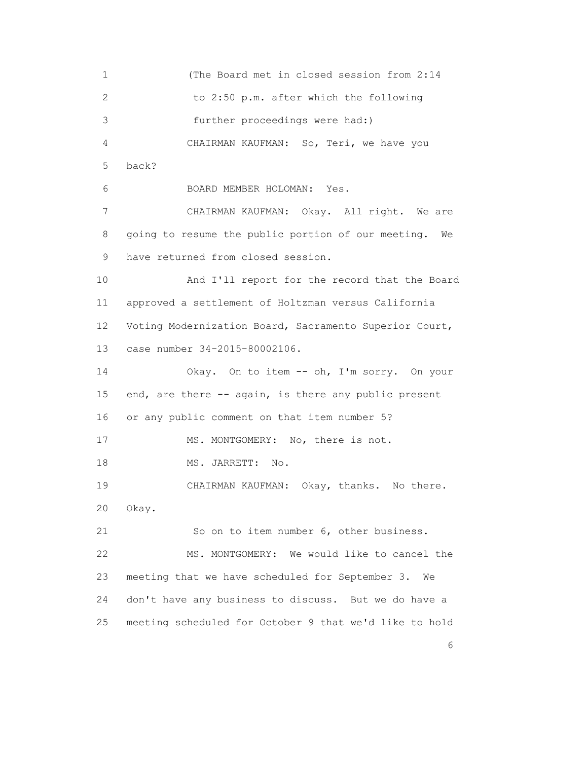(The Board met in closed session from 2:14 to 2:50 p.m. after which the following further proceedings were had:)

CHAIRMAN KAUFMAN: So, Teri, we have you back?

BOARD MEMBER HOLOMAN: Yes.

CHAIRMAN KAUFMAN: Okay. All right. We are going to resume the public portion of our meeting. We have returned from closed session.

And I'll report for the record that the Board approved a settlement of Holtzman versus California Voting Modernization Board, Sacramento Superior Court, case number 34-2015-80002106.

Okay. On to item -- oh, I'm sorry. On your end, are there -- again, is there any public present or any public comment on that item number 5?

MS. MONTGOMERY: No, there is not.

MS. JARRETT: No.

CHAIRMAN KAUFMAN: Okay, thanks. No there. Okay.

So on to item number 6, other business.

MS. MONTGOMERY: We would like to cancel the meeting that we have scheduled for September 3. We don't have any business to discuss. But we do have a meeting scheduled for October 9 that we'd like to hold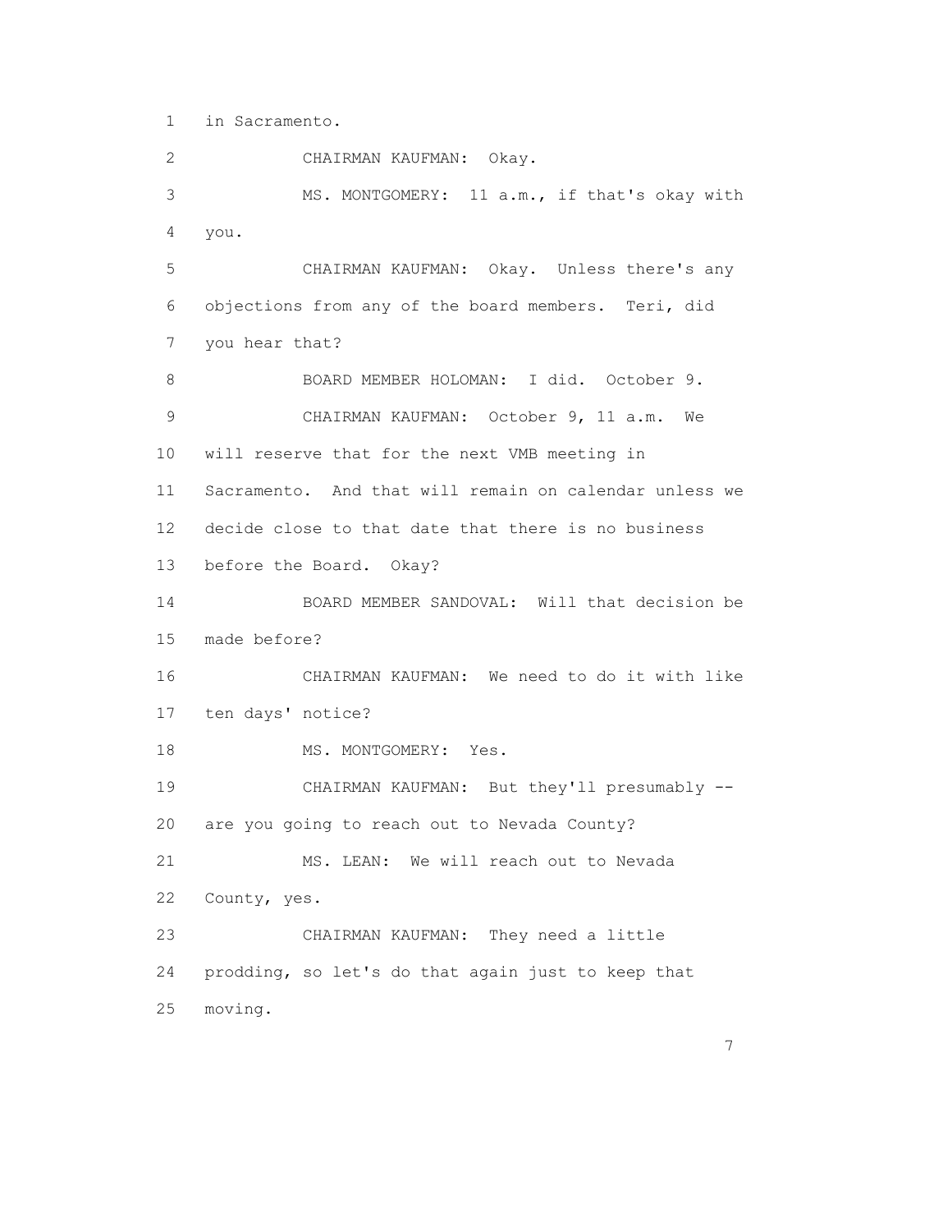in Sacramento.

CHAIRMAN KAUFMAN: Okay.

MS. MONTGOMERY: 11 a.m., if that's okay with you.

CHAIRMAN KAUFMAN: Okay. Unless there's any objections from any of the board members. Teri, did you hear that?

BOARD MEMBER HOLOMAN: I did. October 9.

CHAIRMAN KAUFMAN: October 9, 11 a.m. We will reserve that for the next VMB meeting in Sacramento. And that will remain on calendar unless we decide close to that date that there is no business before the Board. Okay?

BOARD MEMBER SANDOVAL: Will that decision be made before?

CHAIRMAN KAUFMAN: We need to do it with like ten days' notice?

MS. MONTGOMERY: Yes.

CHAIRMAN KAUFMAN: But they'll presumably -- are you going to reach out to Nevada County?

MS. LEAN: We will reach out to Nevada County, yes.

CHAIRMAN KAUFMAN: They need a little prodding, so let's do that again just to keep that moving.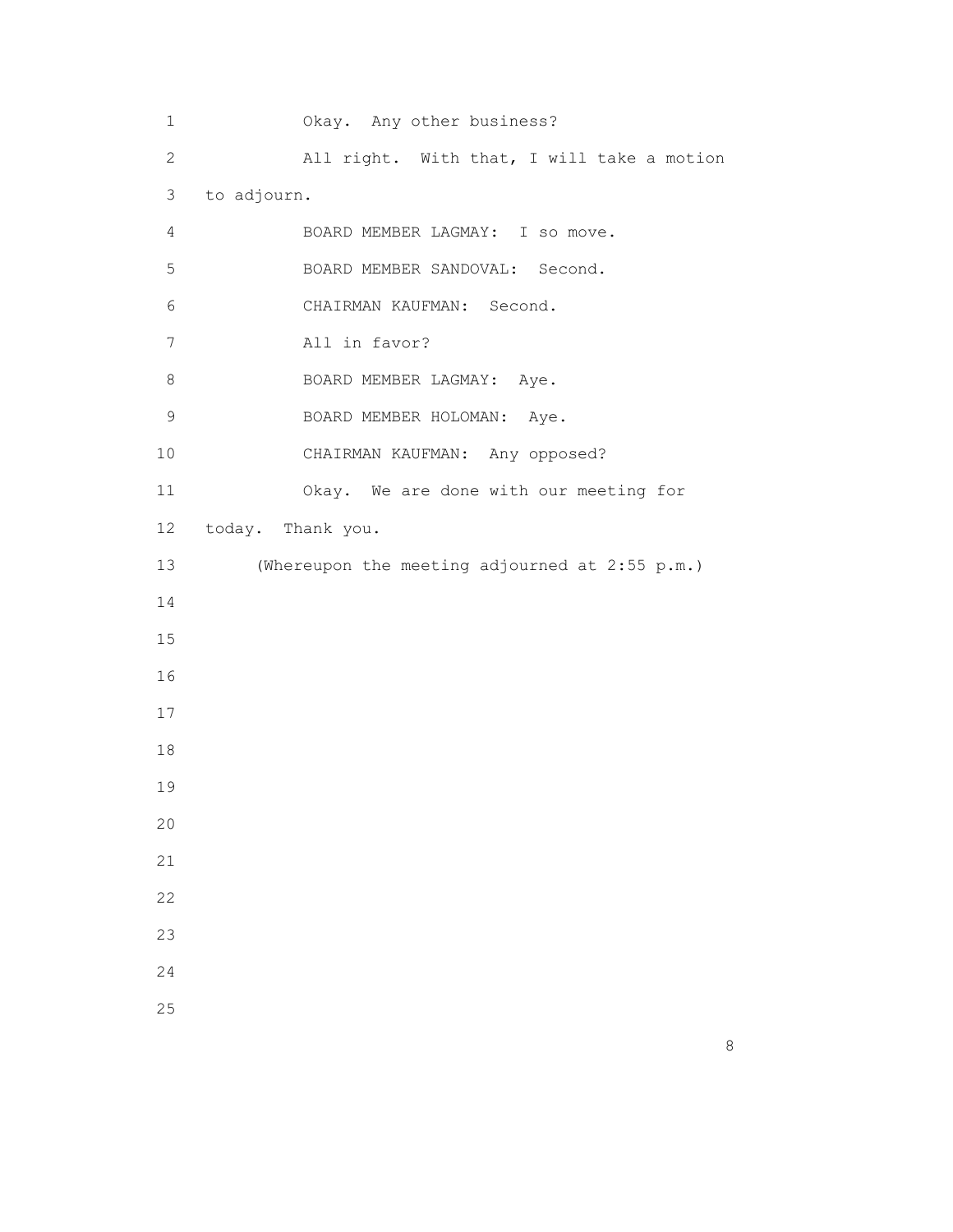Okay. Any other business?

All right. With that, I will take a motion to adjourn.

BOARD MEMBER LAGMAY: I so move.

BOARD MEMBER SANDOVAL: Second.

CHAIRMAN KAUFMAN: Second.

All in favor?

BOARD MEMBER LAGMAY: Aye.

BOARD MEMBER HOLOMAN: Aye.

CHAIRMAN KAUFMAN: Any opposed?

Okay. We are done with our meeting for today. Thank you.

(Whereupon the meeting adjourned at 2:55 p.m.)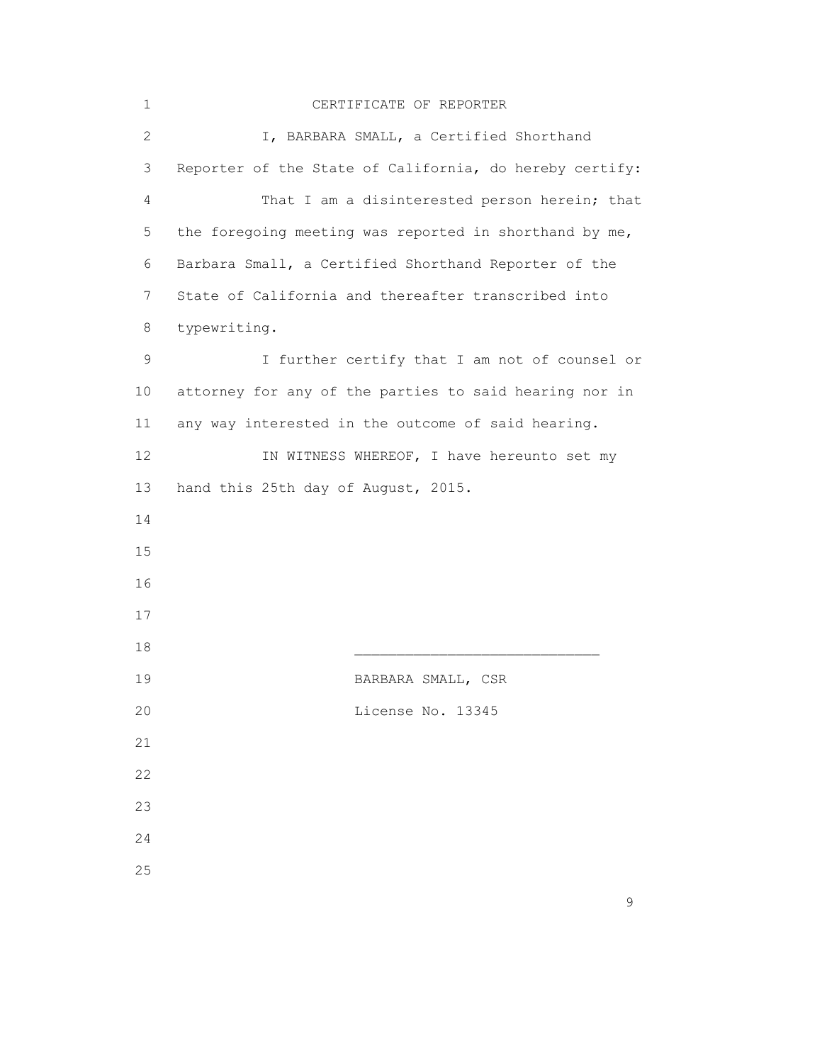# CERTIFICATE OF REPORTER

I, BARBARA SMALL, a Certified Shorthand Reporter of the State of California, do hereby certify:

That I am a disinterested person herein; that the foregoing meeting was reported in shorthand by me, Barbara Small, a Certified Shorthand Reporter of the State of California and thereafter transcribed into typewriting.

I further certify that I am not of counsel or attorney for any of the parties to said hearing nor in any way interested in the outcome of said hearing.

IN WITNESS WHEREOF, I have hereunto set my hand this 25th day of August, 2015.

\_\_\_\_\_\_\_\_\_\_\_\_\_\_\_\_\_\_\_\_\_\_\_\_\_\_\_\_\_\_

BARBARA SMALL, CSR

License No. 13345